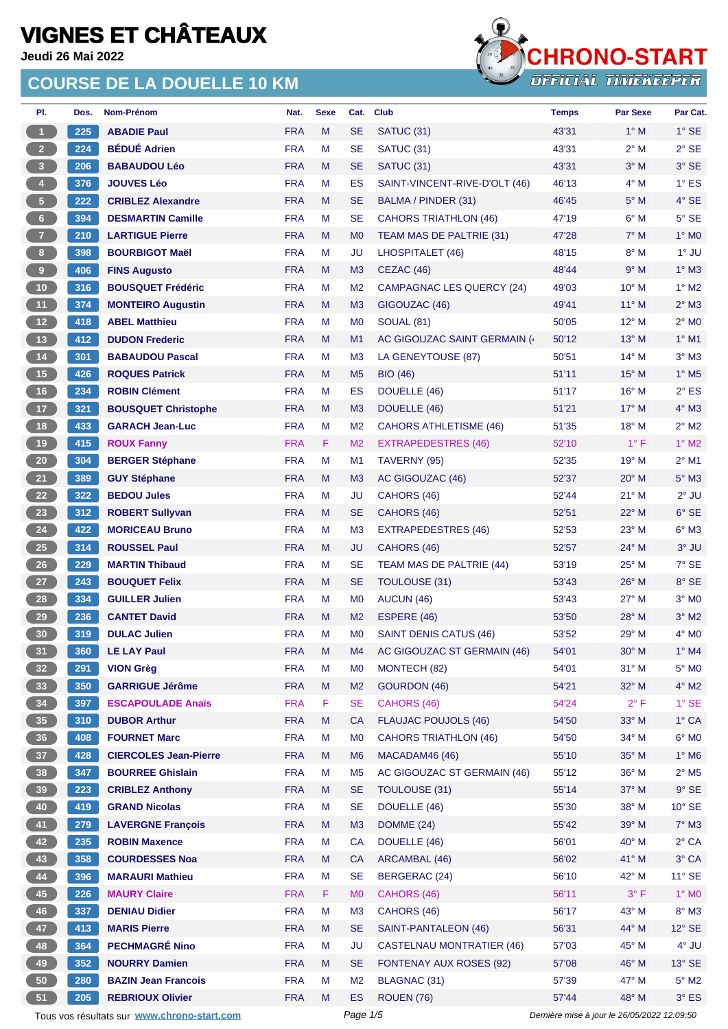# VIGNES ET CHÂTEAUX

**Jeudi 26 Mai 2022**

## COURSE DE LA DOUELLE 10 KM

CHRONO-START OFFICIAL TIMEKEEPER

| Pl. | Dos. | Nom-Prénom | Nat. | Sexe | Cat. | Club | Temps | Par Sexe | Par Cat. |
|---|---|---|---|---|---|---|---|---|---|
| 1 | 225 | ABADIE Paul | FRA | M | SE | SATUC (31) | 43'31 | 1° M | 1° SE |
| 2 | 224 | BÉDUÉ Adrien | FRA | M | SE | SATUC (31) | 43'31 | 2° M | 2° SE |
| 3 | 206 | BABAUDOU Léo | FRA | M | SE | SATUC (31) | 43'31 | 3° M | 3° SE |
| 4 | 376 | JOUVES Léo | FRA | M | ES | SAINT-VINCENT-RIVE-D'OLT (46) | 46'13 | 4° M | 1° ES |
| 5 | 222 | CRIBLEZ Alexandre | FRA | M | SE | BALMA / PINDER (31) | 46'45 | 5° M | 4° SE |
| 6 | 394 | DESMARTIN Camille | FRA | M | SE | CAHORS TRIATHLON (46) | 47'19 | 6° M | 5° SE |
| 7 | 210 | LARTIGUE Pierre | FRA | M | M0 | TEAM MAS DE PALTRIE (31) | 47'28 | 7° M | 1° M0 |
| 8 | 398 | BOURBIGOT Maël | FRA | M | JU | LHOSPITALET (46) | 48'15 | 8° M | 1° JU |
| 9 | 406 | FINS Augusto | FRA | M | M3 | CEZAC (46) | 48'44 | 9° M | 1° M3 |
| 10 | 316 | BOUSQUET Frédéric | FRA | M | M2 | CAMPAGNAC LES QUERCY (24) | 49'03 | 10° M | 1° M2 |
| 11 | 374 | MONTEIRO Augustin | FRA | M | M3 | GIGOUZAC (46) | 49'41 | 11° M | 2° M3 |
| 12 | 418 | ABEL Matthieu | FRA | M | M0 | SOUAL (81) | 50'05 | 12° M | 2° M0 |
| 13 | 412 | DUDON Frederic | FRA | M | M1 | AC GIGOUZAC SAINT GERMAIN (4 | 50'12 | 13° M | 1° M1 |
| 14 | 301 | BABAUDOU Pascal | FRA | M | M3 | LA GENEYTOUSE (87) | 50'51 | 14° M | 3° M3 |
| 15 | 426 | ROQUES Patrick | FRA | M | M5 | BIO (46) | 51'11 | 15° M | 1° M5 |
| 16 | 234 | ROBIN Clément | FRA | M | ES | DOUELLE (46) | 51'17 | 16° M | 2° ES |
| 17 | 321 | BOUSQUET Christophe | FRA | M | M3 | DOUELLE (46) | 51'21 | 17° M | 4° M3 |
| 18 | 433 | GARACH Jean-Luc | FRA | M | M2 | CAHORS ATHLETISME (46) | 51'35 | 18° M | 2° M2 |
| 19 | 415 | ROUX Fanny | FRA | F | M2 | EXTRAPEDESTRES (46) | 52'10 | 1° F | 1° M2 |
| 20 | 304 | BERGER Stéphane | FRA | M | M1 | TAVERNY (95) | 52'35 | 19° M | 2° M1 |
| 21 | 389 | GUY Stéphane | FRA | M | M3 | AC GIGOUZAC (46) | 52'37 | 20° M | 5° M3 |
| 22 | 322 | BEDOU Jules | FRA | M | JU | CAHORS (46) | 52'44 | 21° M | 2° JU |
| 23 | 312 | ROBERT Sullyvan | FRA | M | SE | CAHORS (46) | 52'51 | 22° M | 6° SE |
| 24 | 422 | MORICEAU Bruno | FRA | M | M3 | EXTRAPEDESTRES (46) | 52'53 | 23° M | 6° M3 |
| 25 | 314 | ROUSSEL Paul | FRA | M | JU | CAHORS (46) | 52'57 | 24° M | 3° JU |
| 26 | 229 | MARTIN Thibaud | FRA | M | SE | TEAM MAS DE PALTRIE (44) | 53'19 | 25° M | 7° SE |
| 27 | 243 | BOUQUET Felix | FRA | M | SE | TOULOUSE (31) | 53'43 | 26° M | 8° SE |
| 28 | 334 | GUILLER Julien | FRA | M | M0 | AUCUN (46) | 53'43 | 27° M | 3° M0 |
| 29 | 236 | CANTET David | FRA | M | M2 | ESPERE (46) | 53'50 | 28° M | 3° M2 |
| 30 | 319 | DULAC Julien | FRA | M | M0 | SAINT DENIS CATUS (46) | 53'52 | 29° M | 4° M0 |
| 31 | 360 | LE LAY Paul | FRA | M | M4 | AC GIGOUZAC ST GERMAIN (46) | 54'01 | 30° M | 1° M4 |
| 32 | 291 | VION Grèg | FRA | M | M0 | MONTECH (82) | 54'01 | 31° M | 5° M0 |
| 33 | 350 | GARRIGUE Jérôme | FRA | M | M2 | GOURDON (46) | 54'21 | 32° M | 4° M2 |
| 34 | 397 | ESCAPOULADE Anaïs | FRA | F | SE | CAHORS (46) | 54'24 | 2° F | 1° SE |
| 35 | 310 | DUBOR Arthur | FRA | M | CA | FLAUJAC POUJOLS (46) | 54'50 | 33° M | 1° CA |
| 36 | 408 | FOURNET Marc | FRA | M | M0 | CAHORS TRIATHLON (46) | 54'50 | 34° M | 6° M0 |
| 37 | 428 | CIERCOLES Jean-Pierre | FRA | M | M6 | MACADAM46 (46) | 55'10 | 35° M | 1° M6 |
| 38 | 347 | BOURREE Ghislain | FRA | M | M5 | AC GIGOUZAC ST GERMAIN (46) | 55'12 | 36° M | 2° M5 |
| 39 | 223 | CRIBLEZ Anthony | FRA | M | SE | TOULOUSE (31) | 55'14 | 37° M | 9° SE |
| 40 | 419 | GRAND Nicolas | FRA | M | SE | DOUELLE (46) | 55'30 | 38° M | 10° SE |
| 41 | 279 | LAVERGNE François | FRA | M | M3 | DOMME (24) | 55'42 | 39° M | 7° M3 |
| 42 | 235 | ROBIN Maxence | FRA | M | CA | DOUELLE (46) | 56'01 | 40° M | 2° CA |
| 43 | 358 | COURDESSES Noa | FRA | M | CA | ARCAMBAL (46) | 56'02 | 41° M | 3° CA |
| 44 | 396 | MARAURI Mathieu | FRA | M | SE | BERGERAC (24) | 56'10 | 42° M | 11° SE |
| 45 | 226 | MAURY Claire | FRA | F | M0 | CAHORS (46) | 56'11 | 3° F | 1° M0 |
| 46 | 337 | DENIAU Didier | FRA | M | M3 | CAHORS (46) | 56'17 | 43° M | 8° M3 |
| 47 | 413 | MARIS Pierre | FRA | M | SE | SAINT-PANTALEON (46) | 56'31 | 44° M | 12° SE |
| 48 | 364 | PECHMAGRÉ Nino | FRA | M | JU | CASTELNAU MONTRATIER (46) | 57'03 | 45° M | 4° JU |
| 49 | 352 | NOURRY Damien | FRA | M | SE | FONTENAY AUX ROSES (92) | 57'08 | 46° M | 13° SE |
| 50 | 280 | BAZIN Jean Francois | FRA | M | M2 | BLAGNAC (31) | 57'39 | 47° M | 5° M2 |
| 51 | 205 | REBRIOUX Olivier | FRA | M | ES | ROUEN (76) | 57'44 | 48° M | 3° ES |

Tous vos résultats sur www.chrono-start.com

Dernière mise à jour le 26/05/2022 12:09:50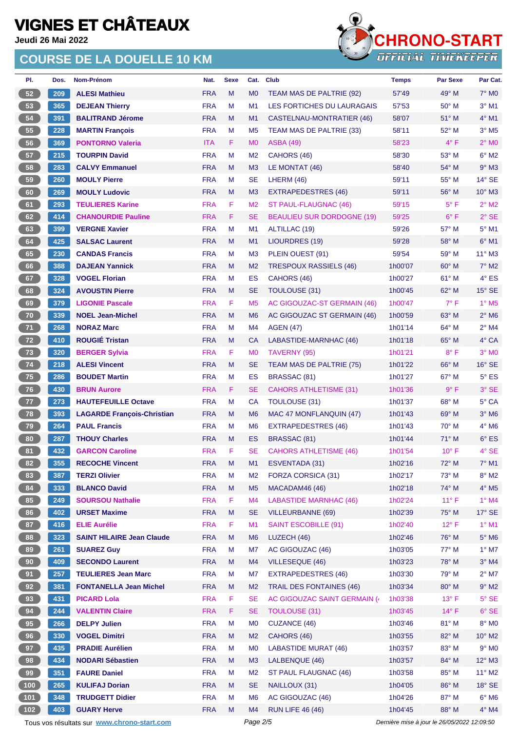# VIGNES ET CHÂTEAUX

**Jeudi 26 Mai 2022**

## COURSE DE LA DOUELLE 10 KM

CHRONO-START OFFICIAL TIMEKEEPER

| Pl. | Dos. | Nom-Prénom | Nat. | Sexe | Cat. | Club | Temps | Par Sexe | Par Cat. |
|---|---|---|---|---|---|---|---|---|---|
| 52 | 209 | ALESI Mathieu | FRA | M | M0 | TEAM MAS DE PALTRIE (92) | 57'49 | 49° M | 7° M0 |
| 53 | 365 | DEJEAN Thierry | FRA | M | M1 | LES FORTICHES DU LAURAGAIS | 57'53 | 50° M | 3° M1 |
| 54 | 391 | BALITRAND Jérome | FRA | M | M1 | CASTELNAU-MONTRATIER (46) | 58'07 | 51° M | 4° M1 |
| 55 | 228 | MARTIN François | FRA | M | M5 | TEAM MAS DE PALTRIE (33) | 58'11 | 52° M | 3° M5 |
| 56 | 369 | PONTORNO Valeria | ITA | F | M0 | ASBA (49) | 58'23 | 4° F | 2° M0 |
| 57 | 215 | TOURPIN David | FRA | M | M2 | CAHORS (46) | 58'30 | 53° M | 6° M2 |
| 58 | 283 | CALVY Emmanuel | FRA | M | M3 | LE MONTAT (46) | 58'40 | 54° M | 9° M3 |
| 59 | 260 | MOULY Pierre | FRA | M | SE | LHERM (46) | 59'11 | 55° M | 14° SE |
| 60 | 269 | MOULY Ludovic | FRA | M | M3 | EXTRAPEDESTRES (46) | 59'11 | 56° M | 10° M3 |
| 61 | 293 | TEULIERES Karine | FRA | F | M2 | ST PAUL-FLAUGNAC (46) | 59'15 | 5° F | 2° M2 |
| 62 | 414 | CHANOURDIE Pauline | FRA | F | SE | BEAULIEU SUR DORDOGNE (19) | 59'25 | 6° F | 2° SE |
| 63 | 399 | VERGNE Xavier | FRA | M | M1 | ALTILLAC (19) | 59'26 | 57° M | 5° M1 |
| 64 | 425 | SALSAC Laurent | FRA | M | M1 | LIOURDRES (19) | 59'28 | 58° M | 6° M1 |
| 65 | 230 | CANDAS Francis | FRA | M | M3 | PLEIN OUEST (91) | 59'54 | 59° M | 11° M3 |
| 66 | 388 | DAJEAN Yannick | FRA | M | M2 | TRESPOUX RASSIELS (46) | 1h00'07 | 60° M | 7° M2 |
| 67 | 328 | VOGEL Florian | FRA | M | ES | CAHORS (46) | 1h00'27 | 61° M | 4° ES |
| 68 | 324 | AVOUSTIN Pierre | FRA | M | SE | TOULOUSE (31) | 1h00'45 | 62° M | 15° SE |
| 69 | 379 | LIGONIE Pascale | FRA | F | M5 | AC GIGOUZAC-ST GERMAIN (46) | 1h00'47 | 7° F | 1° M5 |
| 70 | 339 | NOEL Jean-Michel | FRA | M | M6 | AC GIGOUZAC ST GERMAIN (46) | 1h00'59 | 63° M | 2° M6 |
| 71 | 268 | NORAZ Marc | FRA | M | M4 | AGEN (47) | 1h01'14 | 64° M | 2° M4 |
| 72 | 410 | ROUGIÉ Tristan | FRA | M | CA | LABASTIDE-MARNHAC (46) | 1h01'18 | 65° M | 4° CA |
| 73 | 320 | BERGER Sylvia | FRA | F | M0 | TAVERNY (95) | 1h01'21 | 8° F | 3° M0 |
| 74 | 218 | ALESI Vincent | FRA | M | SE | TEAM MAS DE PALTRIE (75) | 1h01'22 | 66° M | 16° SE |
| 75 | 286 | BOUDET Martin | FRA | M | ES | BRASSAC (81) | 1h01'27 | 67° M | 5° ES |
| 76 | 430 | BRUN Aurore | FRA | F | SE | CAHORS ATHLETISME (31) | 1h01'36 | 9° F | 3° SE |
| 77 | 273 | HAUTEFEUILLE Octave | FRA | M | CA | TOULOUSE (31) | 1h01'37 | 68° M | 5° CA |
| 78 | 393 | LAGARDE François-Christian | FRA | M | M6 | MAC 47 MONFLANQUIN (47) | 1h01'43 | 69° M | 3° M6 |
| 79 | 264 | PAUL Francis | FRA | M | M6 | EXTRAPEDESTRES (46) | 1h01'43 | 70° M | 4° M6 |
| 80 | 287 | THOUY Charles | FRA | M | ES | BRASSAC (81) | 1h01'44 | 71° M | 6° ES |
| 81 | 432 | GARCON Caroline | FRA | F | SE | CAHORS ATHLETISME (46) | 1h01'54 | 10° F | 4° SE |
| 82 | 355 | RECOCHE Vincent | FRA | M | M1 | ESVENTADA (31) | 1h02'16 | 72° M | 7° M1 |
| 83 | 387 | TERZI Olivier | FRA | M | M2 | FORZA CORSICA (31) | 1h02'17 | 73° M | 8° M2 |
| 84 | 333 | BLANCO David | FRA | M | M5 | MACADAM46 (46) | 1h02'18 | 74° M | 4° M5 |
| 85 | 249 | SOURSOU Nathalie | FRA | F | M4 | LABASTIDE MARNHAC (46) | 1h02'24 | 11° F | 1° M4 |
| 86 | 402 | URSET Maxime | FRA | M | SE | VILLEURBANNE (69) | 1h02'39 | 75° M | 17° SE |
| 87 | 416 | ELIE Aurélie | FRA | F | M1 | SAINT ESCOBILLE (91) | 1h02'40 | 12° F | 1° M1 |
| 88 | 323 | SAINT HILAIRE Jean Claude | FRA | M | M6 | LUZECH (46) | 1h02'46 | 76° M | 5° M6 |
| 89 | 261 | SUAREZ Guy | FRA | M | M7 | AC GIGOUZAC (46) | 1h03'05 | 77° M | 1° M7 |
| 90 | 409 | SECONDO Laurent | FRA | M | M4 | VILLESEQUE (46) | 1h03'23 | 78° M | 3° M4 |
| 91 | 257 | TEULIERES Jean Marc | FRA | M | M7 | EXTRAPEDESTRES (46) | 1h03'30 | 79° M | 2° M7 |
| 92 | 381 | FONTANELLA Jean Michel | FRA | M | M2 | TRAIL DES FONTAINES (46) | 1h03'34 | 80° M | 9° M2 |
| 93 | 431 | PICARD Lola | FRA | F | SE | AC GIGOUZAC SAINT GERMAIN (4 | 1h03'38 | 13° F | 5° SE |
| 94 | 244 | VALENTIN Claire | FRA | F | SE | TOULOUSE (31) | 1h03'45 | 14° F | 6° SE |
| 95 | 266 | DELPY Julien | FRA | M | M0 | CUZANCE (46) | 1h03'46 | 81° M | 8° M0 |
| 96 | 330 | VOGEL Dimitri | FRA | M | M2 | CAHORS (46) | 1h03'55 | 82° M | 10° M2 |
| 97 | 435 | PRADIE Aurélien | FRA | M | M0 | LABASTIDE MURAT (46) | 1h03'57 | 83° M | 9° M0 |
| 98 | 434 | NODARI Sébastien | FRA | M | M3 | LALBENQUE (46) | 1h03'57 | 84° M | 12° M3 |
| 99 | 351 | FAURE Daniel | FRA | M | M2 | ST PAUL FLAUGNAC (46) | 1h03'58 | 85° M | 11° M2 |
| 100 | 265 | KULIFAJ Dorian | FRA | M | SE | NAILLOUX (31) | 1h04'05 | 86° M | 18° SE |
| 101 | 348 | TRUDGETT Didier | FRA | M | M6 | AC GIGOUZAC (46) | 1h04'26 | 87° M | 6° M6 |
| 102 | 403 | GUARY Herve | FRA | M | M4 | RUN LIFE 46 (46) | 1h04'45 | 88° M | 4° M4 |

Tous vos résultats sur www.chrono-start.com

*Dernière mise à jour le 26/05/2022 12:09:50*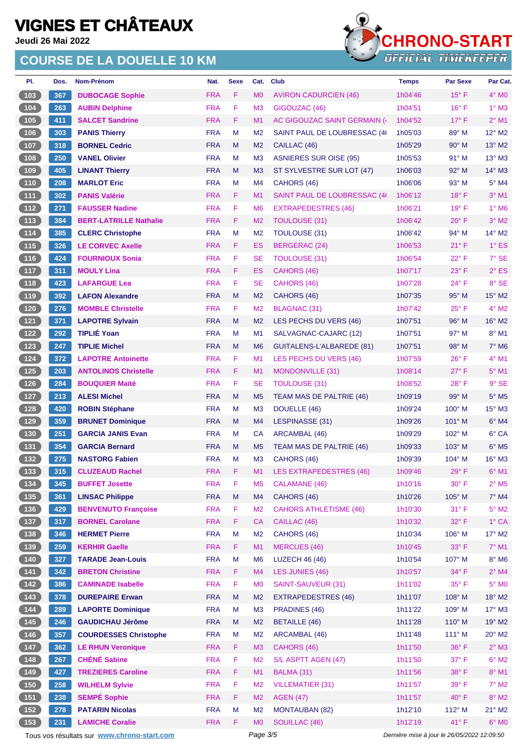# VIGNES ET CHÂTEAUX

**Jeudi 26 Mai 2022**

## COURSE DE LA DOUELLE 10 KM

| Pl. | Dos. | Nom-Prénom | Nat. | Sexe | Cat. | Club | Temps | Par Sexe | Par Cat. |
|---|---|---|---|---|---|---|---|---|---|
| 103 | 367 | DUBOCAGE Sophie | FRA | F | M0 | AVIRON CADURCIEN (46) | 1h04'46 | 15° F | 4° M0 |
| 104 | 263 | AUBIN Delphine | FRA | F | M3 | GIGOUZAC (46) | 1h04'51 | 16° F | 1° M3 |
| 105 | 411 | SALCET Sandrine | FRA | F | M1 | AC GIGOUZAC SAINT GERMAIN (4 | 1h04'52 | 17° F | 2° M1 |
| 106 | 303 | PANIS Thierry | FRA | M | M2 | SAINT PAUL DE LOUBRESSAC (4 | 1h05'03 | 89° M | 12° M2 |
| 107 | 318 | BORNEL Cedric | FRA | M | M2 | CAILLAC (46) | 1h05'29 | 90° M | 13° M2 |
| 108 | 250 | VANEL Olivier | FRA | M | M3 | ASNIERES SUR OISE (95) | 1h05'53 | 91° M | 13° M3 |
| 109 | 405 | LINANT Thierry | FRA | M | M3 | ST SYLVESTRE SUR LOT (47) | 1h06'03 | 92° M | 14° M3 |
| 110 | 208 | MARLOT Eric | FRA | M | M4 | CAHORS (46) | 1h06'06 | 93° M | 5° M4 |
| 111 | 302 | PANIS Valérie | FRA | F | M1 | SAINT PAUL DE LOUBRESSAC (4 | 1h06'12 | 18° F | 3° M1 |
| 112 | 271 | FAUSSER Nadine | FRA | F | M6 | EXTRAPEDESTRES (46) | 1h06'21 | 19° F | 1° M6 |
| 113 | 384 | BERT-LATRILLE Nathalie | FRA | F | M2 | TOULOUSE (31) | 1h06'42 | 20° F | 3° M2 |
| 114 | 385 | CLERC Christophe | FRA | M | M2 | TOULOUSE (31) | 1h06'42 | 94° M | 14° M2 |
| 115 | 326 | LE CORVEC Axelle | FRA | F | ES | BERGERAC (24) | 1h06'53 | 21° F | 1° ES |
| 116 | 424 | FOURNIOUX Sonia | FRA | F | SE | TOULOUSE (31) | 1h06'54 | 22° F | 7° SE |
| 117 | 311 | MOULY Lina | FRA | F | ES | CAHORS (46) | 1h07'17 | 23° F | 2° ES |
| 118 | 423 | LAFARGUE Lea | FRA | F | SE | CAHORS (46) | 1h07'28 | 24° F | 8° SE |
| 119 | 392 | LAFON Alexandre | FRA | M | M2 | CAHORS (46) | 1h07'35 | 95° M | 15° M2 |
| 120 | 276 | MOMBLE Christelle | FRA | F | M2 | BLAGNAC (31) | 1h07'42 | 25° F | 4° M2 |
| 121 | 371 | LAPOTRE Sylvain | FRA | M | M2 | LES PECHS DU VERS (46) | 1h07'51 | 96° M | 16° M2 |
| 122 | 292 | TIPLIÉ Yoan | FRA | M | M1 | SALVAGNAC-CAJARC (12) | 1h07'51 | 97° M | 8° M1 |
| 123 | 247 | TIPLIE Michel | FRA | M | M6 | GUITALENS-L'ALBAREDE (81) | 1h07'51 | 98° M | 7° M6 |
| 124 | 372 | LAPOTRE Antoinette | FRA | F | M1 | LES PECHS DU VERS (46) | 1h07'59 | 26° F | 4° M1 |
| 125 | 203 | ANTOLINOS Christelle | FRA | F | M1 | MONDONVILLE (31) | 1h08'14 | 27° F | 5° M1 |
| 126 | 284 | BOUQUIER Maïté | FRA | F | SE | TOULOUSE (31) | 1h08'52 | 28° F | 9° SE |
| 127 | 213 | ALESI Michel | FRA | M | M5 | TEAM MAS DE PALTRIE (46) | 1h09'19 | 99° M | 5° M5 |
| 128 | 420 | ROBIN Stéphane | FRA | M | M3 | DOUELLE (46) | 1h09'24 | 100° M | 15° M3 |
| 129 | 359 | BRUNET Dominique | FRA | M | M4 | LESPINASSE (31) | 1h09'26 | 101° M | 6° M4 |
| 130 | 251 | GARCIA JANIS Evan | FRA | M | CA | ARCAMBAL (46) | 1h09'29 | 102° M | 6° CA |
| 131 | 354 | GARCIA Bernard | FRA | M | M5 | TEAM MAS DE PALTRIE (46) | 1h09'33 | 103° M | 6° M5 |
| 132 | 275 | NASTORG Fabien | FRA | M | M3 | CAHORS (46) | 1h09'39 | 104° M | 16° M3 |
| 133 | 315 | CLUZEAUD Rachel | FRA | F | M1 | LES EXTRAPEDESTRES (46) | 1h09'46 | 29° F | 6° M1 |
| 134 | 345 | BUFFET Josette | FRA | F | M5 | CALAMANE (46) | 1h10'16 | 30° F | 2° M5 |
| 135 | 361 | LINSAC Philippe | FRA | M | M4 | CAHORS (46) | 1h10'26 | 105° M | 7° M4 |
| 136 | 429 | BENVENUTO Françoise | FRA | F | M2 | CAHORS ATHLETISME (46) | 1h10'30 | 31° F | 5° M2 |
| 137 | 317 | BORNEL Carolane | FRA | F | CA | CAILLAC (46) | 1h10'32 | 32° F | 1° CA |
| 138 | 346 | HERMET Pierre | FRA | M | M2 | CAHORS (46) | 1h10'34 | 106° M | 17° M2 |
| 139 | 259 | KERHIR Gaelle | FRA | F | M1 | MERCUES (46) | 1h10'45 | 33° F | 7° M1 |
| 140 | 327 | TARADE Jean-Louis | FRA | M | M6 | LUZECH 46 (46) | 1h10'54 | 107° M | 8° M6 |
| 141 | 342 | BRETON Christine | FRA | F | M4 | LES JUNIES (46) | 1h10'57 | 34° F | 2° M4 |
| 142 | 386 | CAMINADE Isabelle | FRA | F | M0 | SAINT-SAUVEUR (31) | 1h11'02 | 35° F | 5° M0 |
| 143 | 378 | DUREPAIRE Erwan | FRA | M | M2 | EXTRAPEDESTRES (46) | 1h11'07 | 108° M | 18° M2 |
| 144 | 289 | LAPORTE Dominique | FRA | M | M3 | PRADINES (46) | 1h11'22 | 109° M | 17° M3 |
| 145 | 246 | GAUDICHAU Jérôme | FRA | M | M2 | BETAILLE (46) | 1h11'28 | 110° M | 19° M2 |
| 146 | 357 | COURDESSES Christophe | FRA | M | M2 | ARCAMBAL (46) | 1h11'48 | 111° M | 20° M2 |
| 147 | 362 | LE RHUN Veronique | FRA | F | M3 | CAHORS (46) | 1h11'50 | 36° F | 2° M3 |
| 148 | 267 | CHÉNÉ Sabine | FRA | F | M2 | S/L ASPTT AGEN (47) | 1h11'50 | 37° F | 6° M2 |
| 149 | 427 | TREZIERES Caroline | FRA | F | M1 | BALMA (31) | 1h11'56 | 38° F | 8° M1 |
| 150 | 258 | WILHELM Sylvie | FRA | F | M2 | VILLEMATIER (31) | 1h11'57 | 39° F | 7° M2 |
| 151 | 238 | SEMPÉ Sophie | FRA | F | M2 | AGEN (47) | 1h11'57 | 40° F | 8° M2 |
| 152 | 278 | PATARIN Nicolas | FRA | M | M2 | MONTAUBAN (82) | 1h12'10 | 112° M | 21° M2 |
| 153 | 231 | LAMICHE Coralie | FRA | F | M0 | SOUILLAC (46) | 1h12'19 | 41° F | 6° M0 |

Tous vos résultats sur www.chrono-start.com

*Dernière mise à jour le 26/05/2022 12:09:50*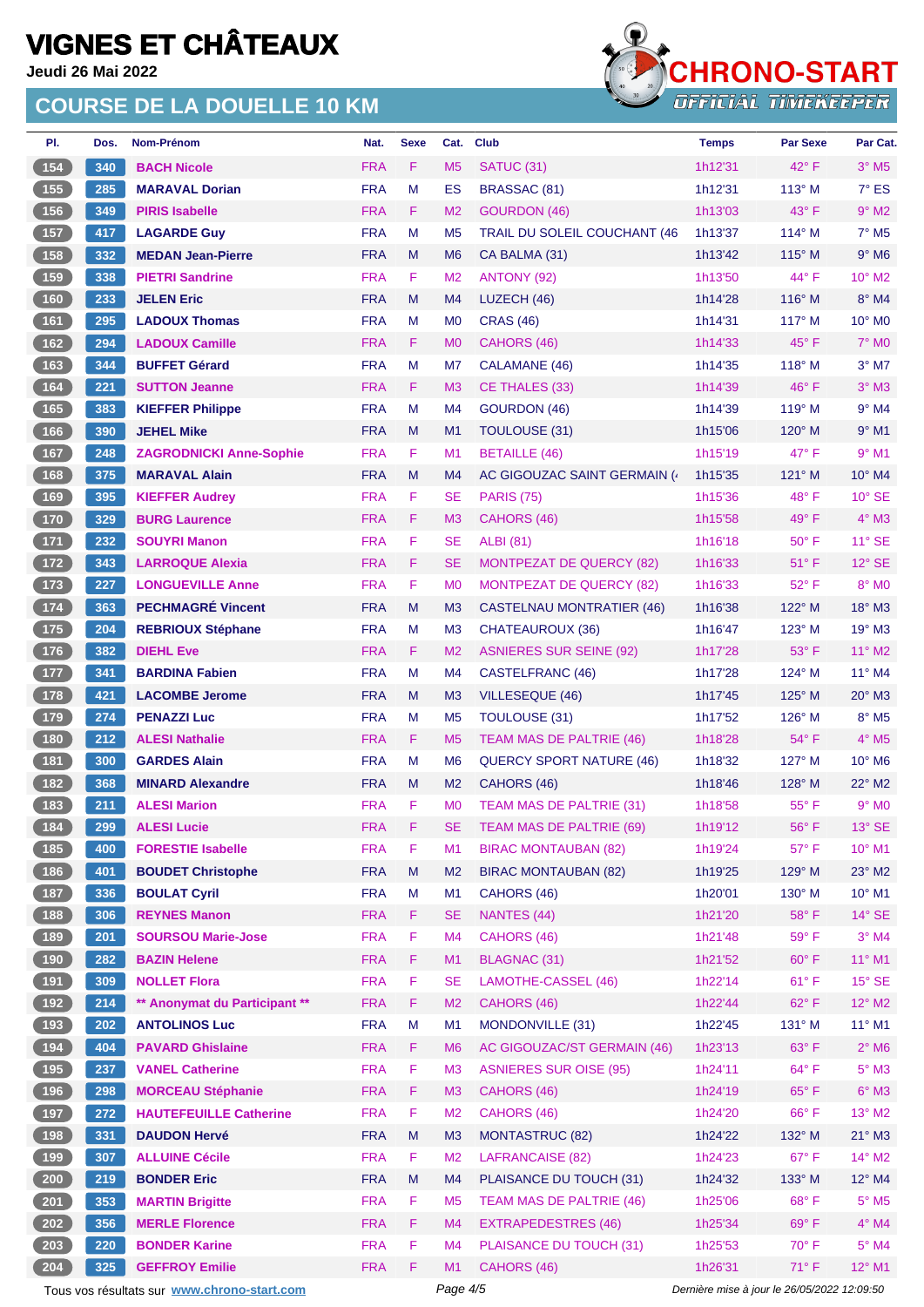# VIGNES ET CHÂTEAUX

**Jeudi 26 Mai 2022**

## COURSE DE LA DOUELLE 10 KM

| Pl. | Dos. | Nom-Prénom | Nat. | Sexe | Cat. | Club | Temps | Par Sexe | Par Cat. |
|---|---|---|---|---|---|---|---|---|---|
| 154 | 340 | **BACH Nicole** | FRA | F | M5 | SATUC (31) | 1h12'31 | 42° F | 3° M5 |
| 155 | 285 | **MARAVAL Dorian** | FRA | M | ES | BRASSAC (81) | 1h12'31 | 113° M | 7° ES |
| 156 | 349 | **PIRIS Isabelle** | FRA | F | M2 | GOURDON (46) | 1h13'03 | 43° F | 9° M2 |
| 157 | 417 | **LAGARDE Guy** | FRA | M | M5 | TRAIL DU SOLEIL COUCHANT (46 | 1h13'37 | 114° M | 7° M5 |
| 158 | 332 | **MEDAN Jean-Pierre** | FRA | M | M6 | CA BALMA (31) | 1h13'42 | 115° M | 9° M6 |
| 159 | 338 | **PIETRI Sandrine** | FRA | F | M2 | ANTONY (92) | 1h13'50 | 44° F | 10° M2 |
| 160 | 233 | **JELEN Eric** | FRA | M | M4 | LUZECH (46) | 1h14'28 | 116° M | 8° M4 |
| 161 | 295 | **LADOUX Thomas** | FRA | M | M0 | CRAS (46) | 1h14'31 | 117° M | 10° M0 |
| 162 | 294 | **LADOUX Camille** | FRA | F | M0 | CAHORS (46) | 1h14'33 | 45° F | 7° M0 |
| 163 | 344 | **BUFFET Gérard** | FRA | M | M7 | CALAMANE (46) | 1h14'35 | 118° M | 3° M7 |
| 164 | 221 | **SUTTON Jeanne** | FRA | F | M3 | CE THALES (33) | 1h14'39 | 46° F | 3° M3 |
| 165 | 383 | **KIEFFER Philippe** | FRA | M | M4 | GOURDON (46) | 1h14'39 | 119° M | 9° M4 |
| 166 | 390 | **JEHEL Mike** | FRA | M | M1 | TOULOUSE (31) | 1h15'06 | 120° M | 9° M1 |
| 167 | 248 | **ZAGRODNICKI Anne-Sophie** | FRA | F | M1 | BETAILLE (46) | 1h15'19 | 47° F | 9° M1 |
| 168 | 375 | **MARAVAL Alain** | FRA | M | M4 | AC GIGOUZAC SAINT GERMAIN (4 | 1h15'35 | 121° M | 10° M4 |
| 169 | 395 | **KIEFFER Audrey** | FRA | F | SE | PARIS (75) | 1h15'36 | 48° F | 10° SE |
| 170 | 329 | **BURG Laurence** | FRA | F | M3 | CAHORS (46) | 1h15'58 | 49° F | 4° M3 |
| 171 | 232 | **SOUYRI Manon** | FRA | F | SE | ALBI (81) | 1h16'18 | 50° F | 11° SE |
| 172 | 343 | **LARROQUE Alexia** | FRA | F | SE | MONTPEZAT DE QUERCY (82) | 1h16'33 | 51° F | 12° SE |
| 173 | 227 | **LONGUEVILLE Anne** | FRA | F | M0 | MONTPEZAT DE QUERCY (82) | 1h16'33 | 52° F | 8° M0 |
| 174 | 363 | **PECHMAGRÉ Vincent** | FRA | M | M3 | CASTELNAU MONTRATIER (46) | 1h16'38 | 122° M | 18° M3 |
| 175 | 204 | **REBRIOUX Stéphane** | FRA | M | M3 | CHATEAUROUX (36) | 1h16'47 | 123° M | 19° M3 |
| 176 | 382 | **DIEHL Eve** | FRA | F | M2 | ASNIERES SUR SEINE (92) | 1h17'28 | 53° F | 11° M2 |
| 177 | 341 | **BARDINA Fabien** | FRA | M | M4 | CASTELFRANC (46) | 1h17'28 | 124° M | 11° M4 |
| 178 | 421 | **LACOMBE Jerome** | FRA | M | M3 | VILLESEQUE (46) | 1h17'45 | 125° M | 20° M3 |
| 179 | 274 | **PENAZZI Luc** | FRA | M | M5 | TOULOUSE (31) | 1h17'52 | 126° M | 8° M5 |
| 180 | 212 | **ALESI Nathalie** | FRA | F | M5 | TEAM MAS DE PALTRIE (46) | 1h18'28 | 54° F | 4° M5 |
| 181 | 300 | **GARDES Alain** | FRA | M | M6 | QUERCY SPORT NATURE (46) | 1h18'32 | 127° M | 10° M6 |
| 182 | 368 | **MINARD Alexandre** | FRA | M | M2 | CAHORS (46) | 1h18'46 | 128° M | 22° M2 |
| 183 | 211 | **ALESI Marion** | FRA | F | M0 | TEAM MAS DE PALTRIE (31) | 1h18'58 | 55° F | 9° M0 |
| 184 | 299 | **ALESI Lucie** | FRA | F | SE | TEAM MAS DE PALTRIE (69) | 1h19'12 | 56° F | 13° SE |
| 185 | 400 | **FORESTIE Isabelle** | FRA | F | M1 | BIRAC MONTAUBAN (82) | 1h19'24 | 57° F | 10° M1 |
| 186 | 401 | **BOUDET Christophe** | FRA | M | M2 | BIRAC MONTAUBAN (82) | 1h19'25 | 129° M | 23° M2 |
| 187 | 336 | **BOULAT Cyril** | FRA | M | M1 | CAHORS (46) | 1h20'01 | 130° M | 10° M1 |
| 188 | 306 | **REYNES Manon** | FRA | F | SE | NANTES (44) | 1h21'20 | 58° F | 14° SE |
| 189 | 201 | **SOURSOU Marie-Jose** | FRA | F | M4 | CAHORS (46) | 1h21'48 | 59° F | 3° M4 |
| 190 | 282 | **BAZIN Helene** | FRA | F | M1 | BLAGNAC (31) | 1h21'52 | 60° F | 11° M1 |
| 191 | 309 | **NOLLET Flora** | FRA | F | SE | LAMOTHE-CASSEL (46) | 1h22'14 | 61° F | 15° SE |
| 192 | 214 | **** Anonymat du Participant **** | FRA | F | M2 | CAHORS (46) | 1h22'44 | 62° F | 12° M2 |
| 193 | 202 | **ANTOLINOS Luc** | FRA | M | M1 | MONDONVILLE (31) | 1h22'45 | 131° M | 11° M1 |
| 194 | 404 | **PAVARD Ghislaine** | FRA | F | M6 | AC GIGOUZAC/ST GERMAIN (46) | 1h23'13 | 63° F | 2° M6 |
| 195 | 237 | **VANEL Catherine** | FRA | F | M3 | ASNIERES SUR OISE (95) | 1h24'11 | 64° F | 5° M3 |
| 196 | 298 | **MORCEAU Stéphanie** | FRA | F | M3 | CAHORS (46) | 1h24'19 | 65° F | 6° M3 |
| 197 | 272 | **HAUTEFEUILLE Catherine** | FRA | F | M2 | CAHORS (46) | 1h24'20 | 66° F | 13° M2 |
| 198 | 331 | **DAUDON Hervé** | FRA | M | M3 | MONTASTRUC (82) | 1h24'22 | 132° M | 21° M3 |
| 199 | 307 | **ALLUINE Cécile** | FRA | F | M2 | LAFRANCAISE (82) | 1h24'23 | 67° F | 14° M2 |
| 200 | 219 | **BONDER Eric** | FRA | M | M4 | PLAISANCE DU TOUCH (31) | 1h24'32 | 133° M | 12° M4 |
| 201 | 353 | **MARTIN Brigitte** | FRA | F | M5 | TEAM MAS DE PALTRIE (46) | 1h25'06 | 68° F | 5° M5 |
| 202 | 356 | **MERLE Florence** | FRA | F | M4 | EXTRAPEDESTRES (46) | 1h25'34 | 69° F | 4° M4 |
| 203 | 220 | **BONDER Karine** | FRA | F | M4 | PLAISANCE DU TOUCH (31) | 1h25'53 | 70° F | 5° M4 |
| 204 | 325 | **GEFFROY Emilie** | FRA | F | M1 | CAHORS (46) | 1h26'31 | 71° F | 12° M1 |

Tous vos résultats sur www.chrono-start.com

Dernière mise à jour le 26/05/2022 12:09:50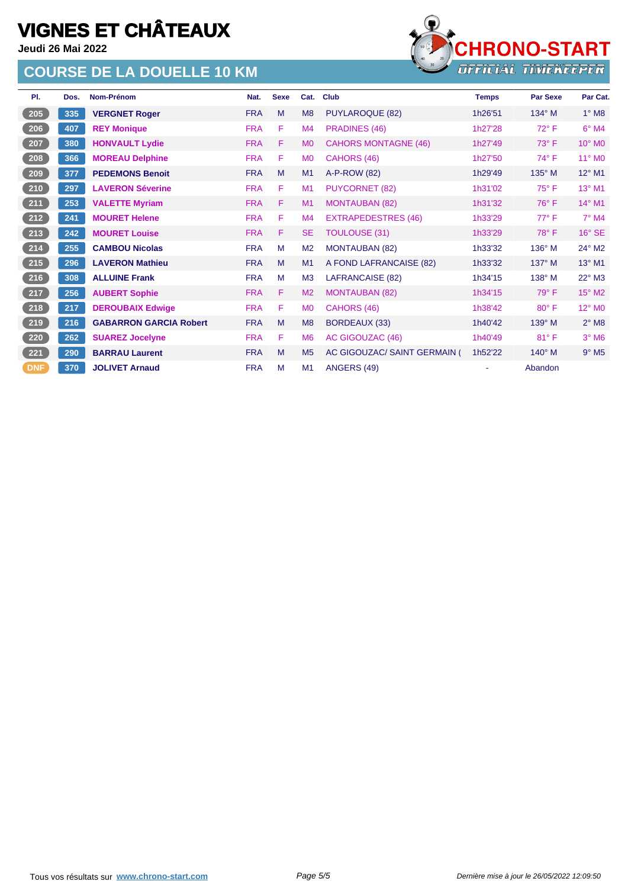# VIGNES ET CHÂTEAUX

**Jeudi 26 Mai 2022**

## COURSE DE LA DOUELLE 10 KM

| Pl. | Dos. | Nom-Prénom | Nat. | Sexe | Cat. | Club | Temps | Par Sexe | Par Cat. |
|---|---|---|---|---|---|---|---|---|---|
| 205 | 335 | **VERGNET Roger** | FRA | M | M8 | PUYLAROQUE (82) | 1h26'51 | 134° M | 1° M8 |
| 206 | 407 | **REY Monique** | FRA | F | M4 | PRADINES (46) | 1h27'28 | 72° F | 6° M4 |
| 207 | 380 | **HONVAULT Lydie** | FRA | F | M0 | CAHORS MONTAGNE (46) | 1h27'49 | 73° F | 10° M0 |
| 208 | 366 | **MOREAU Delphine** | FRA | F | M0 | CAHORS (46) | 1h27'50 | 74° F | 11° M0 |
| 209 | 377 | **PEDEMONS Benoit** | FRA | M | M1 | A-P-ROW (82) | 1h29'49 | 135° M | 12° M1 |
| 210 | 297 | **LAVERON Séverine** | FRA | F | M1 | PUYCORNET (82) | 1h31'02 | 75° F | 13° M1 |
| 211 | 253 | **VALETTE Myriam** | FRA | F | M1 | MONTAUBAN (82) | 1h31'32 | 76° F | 14° M1 |
| 212 | 241 | **MOURET Helene** | FRA | F | M4 | EXTRAPEDESTRES (46) | 1h33'29 | 77° F | 7° M4 |
| 213 | 242 | **MOURET Louise** | FRA | F | SE | TOULOUSE (31) | 1h33'29 | 78° F | 16° SE |
| 214 | 255 | **CAMBOU Nicolas** | FRA | M | M2 | MONTAUBAN (82) | 1h33'32 | 136° M | 24° M2 |
| 215 | 296 | **LAVERON Mathieu** | FRA | M | M1 | A FOND LAFRANCAISE (82) | 1h33'32 | 137° M | 13° M1 |
| 216 | 308 | **ALLUINE Frank** | FRA | M | M3 | LAFRANCAISE (82) | 1h34'15 | 138° M | 22° M3 |
| 217 | 256 | **AUBERT Sophie** | FRA | F | M2 | MONTAUBAN (82) | 1h34'15 | 79° F | 15° M2 |
| 218 | 217 | **DEROUBAIX Edwige** | FRA | F | M0 | CAHORS (46) | 1h38'42 | 80° F | 12° M0 |
| 219 | 216 | **GABARRON GARCIA Robert** | FRA | M | M8 | BORDEAUX (33) | 1h40'42 | 139° M | 2° M8 |
| 220 | 262 | **SUAREZ Jocelyne** | FRA | F | M6 | AC GIGOUZAC (46) | 1h40'49 | 81° F | 3° M6 |
| 221 | 290 | **BARRAU Laurent** | FRA | M | M5 | AC GIGOUZAC/ SAINT GERMAIN ( | 1h52'22 | 140° M | 9° M5 |
| DNF | 370 | **JOLIVET Arnaud** | FRA | M | M1 | ANGERS (49) | - | Abandon | |

Tous vos résultats sur www.chrono-start.com

*Dernière mise à jour le 26/05/2022 12:09:50*